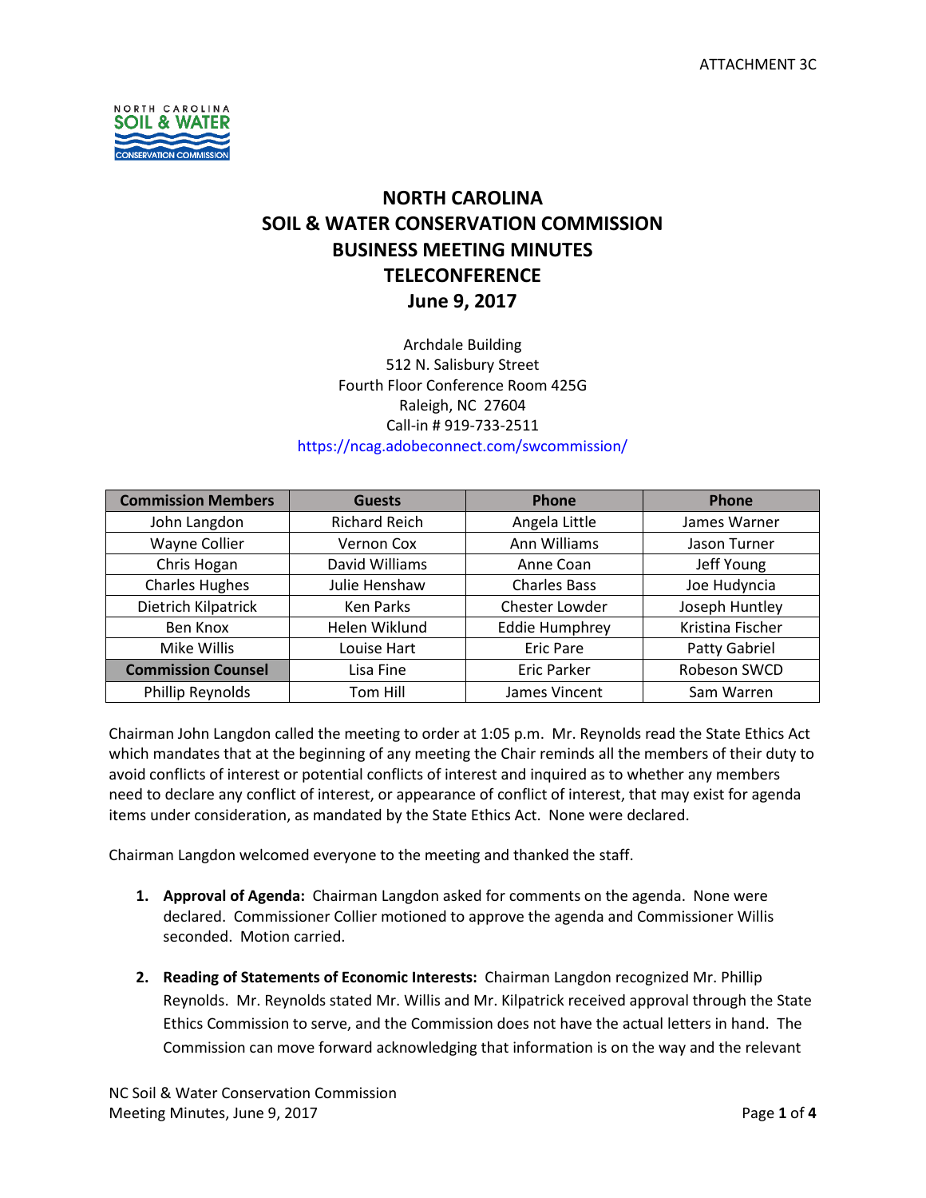ATTACHMENT 3C

# NORTH CAROLINA
# SOIL & WATER CONSERVATION COMMISSION
# BUSINESS MEETING MINUTES
# TELECONFERENCE
# June 9, 2017

Archdale Building
512 N. Salisbury Street
Fourth Floor Conference Room 425G
Raleigh, NC 27604
Call-in # 919-733-2511
https://ncag.adobeconnect.com/swcommission/

| Commission Members | Guests | Phone | Phone |
|---|---|---|---|
| John Langdon | Richard Reich | Angela Little | James Warner |
| Wayne Collier | Vernon Cox | Ann Williams | Jason Turner |
| Chris Hogan | David Williams | Anne Coan | Jeff Young |
| Charles Hughes | Julie Henshaw | Charles Bass | Joe Hudyncia |
| Dietrich Kilpatrick | Ken Parks | Chester Lowder | Joseph Huntley |
| Ben Knox | Helen Wiklund | Eddie Humphrey | Kristina Fischer |
| Mike Willis | Louise Hart | Eric Pare | Patty Gabriel |
| **Commission Counsel** | Lisa Fine | Eric Parker | Robeson SWCD |
| Phillip Reynolds | Tom Hill | James Vincent | Sam Warren |

Chairman John Langdon called the meeting to order at 1:05 p.m. Mr. Reynolds read the State Ethics Act which mandates that at the beginning of any meeting the Chair reminds all the members of their duty to avoid conflicts of interest or potential conflicts of interest and inquired as to whether any members need to declare any conflict of interest, or appearance of conflict of interest, that may exist for agenda items under consideration, as mandated by the State Ethics Act. None were declared.

Chairman Langdon welcomed everyone to the meeting and thanked the staff.

1. **Approval of Agenda:** Chairman Langdon asked for comments on the agenda. None were declared. Commissioner Collier motioned to approve the agenda and Commissioner Willis seconded. Motion carried.

2. **Reading of Statements of Economic Interests:** Chairman Langdon recognized Mr. Phillip Reynolds. Mr. Reynolds stated Mr. Willis and Mr. Kilpatrick received approval through the State Ethics Commission to serve, and the Commission does not have the actual letters in hand. The Commission can move forward acknowledging that information is on the way and the relevant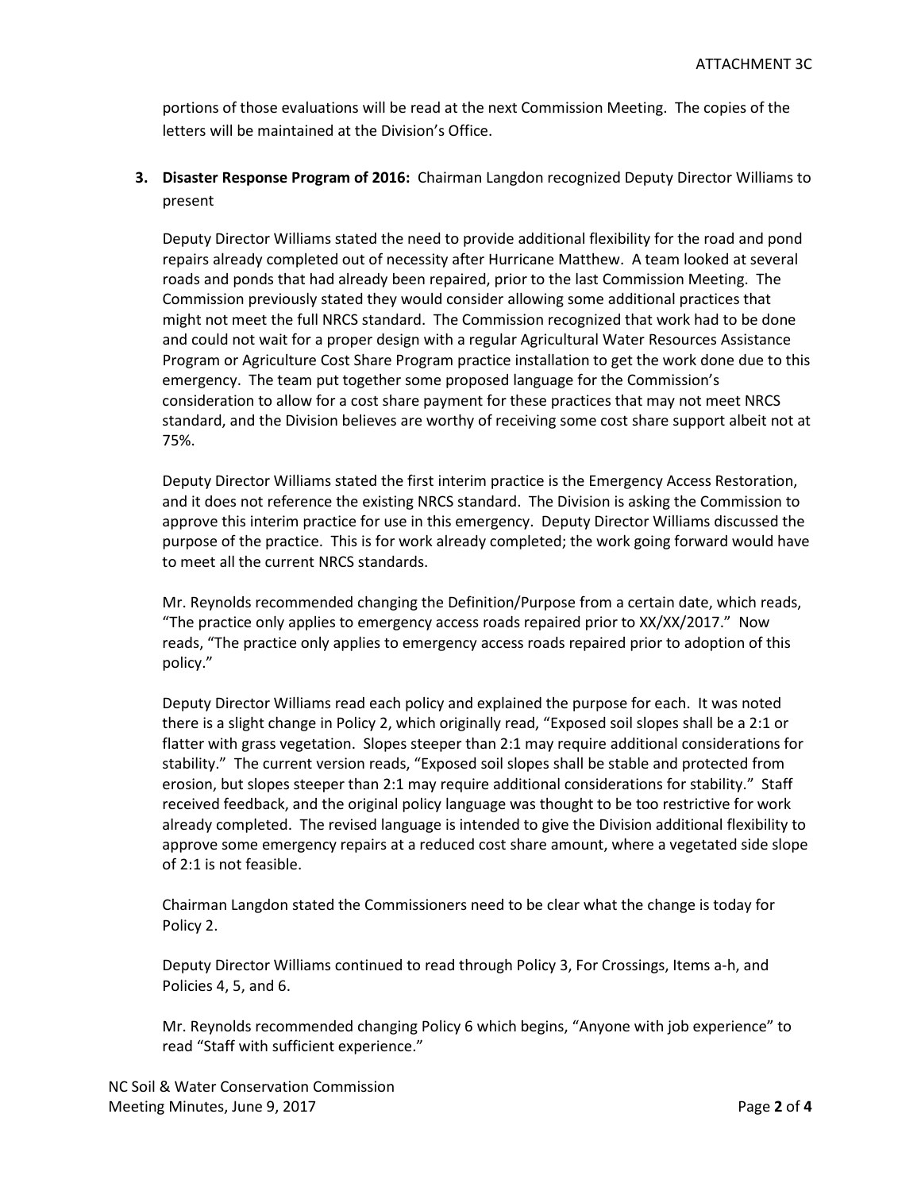portions of those evaluations will be read at the next Commission Meeting. The copies of the letters will be maintained at the Division's Office.

3. **Disaster Response Program of 2016:** Chairman Langdon recognized Deputy Director Williams to present

   Deputy Director Williams stated the need to provide additional flexibility for the road and pond repairs already completed out of necessity after Hurricane Matthew. A team looked at several roads and ponds that had already been repaired, prior to the last Commission Meeting. The Commission previously stated they would consider allowing some additional practices that might not meet the full NRCS standard. The Commission recognized that work had to be done and could not wait for a proper design with a regular Agricultural Water Resources Assistance Program or Agriculture Cost Share Program practice installation to get the work done due to this emergency. The team put together some proposed language for the Commission's consideration to allow for a cost share payment for these practices that may not meet NRCS standard, and the Division believes are worthy of receiving some cost share support albeit not at 75%.

   Deputy Director Williams stated the first interim practice is the Emergency Access Restoration, and it does not reference the existing NRCS standard. The Division is asking the Commission to approve this interim practice for use in this emergency. Deputy Director Williams discussed the purpose of the practice. This is for work already completed; the work going forward would have to meet all the current NRCS standards.

   Mr. Reynolds recommended changing the Definition/Purpose from a certain date, which reads, "The practice only applies to emergency access roads repaired prior to XX/XX/2017." Now reads, "The practice only applies to emergency access roads repaired prior to adoption of this policy."

   Deputy Director Williams read each policy and explained the purpose for each. It was noted there is a slight change in Policy 2, which originally read, "Exposed soil slopes shall be a 2:1 or flatter with grass vegetation. Slopes steeper than 2:1 may require additional considerations for stability." The current version reads, "Exposed soil slopes shall be stable and protected from erosion, but slopes steeper than 2:1 may require additional considerations for stability." Staff received feedback, and the original policy language was thought to be too restrictive for work already completed. The revised language is intended to give the Division additional flexibility to approve some emergency repairs at a reduced cost share amount, where a vegetated side slope of 2:1 is not feasible.

   Chairman Langdon stated the Commissioners need to be clear what the change is today for Policy 2.

   Deputy Director Williams continued to read through Policy 3, For Crossings, Items a-h, and Policies 4, 5, and 6.

   Mr. Reynolds recommended changing Policy 6 which begins, "Anyone with job experience" to read "Staff with sufficient experience."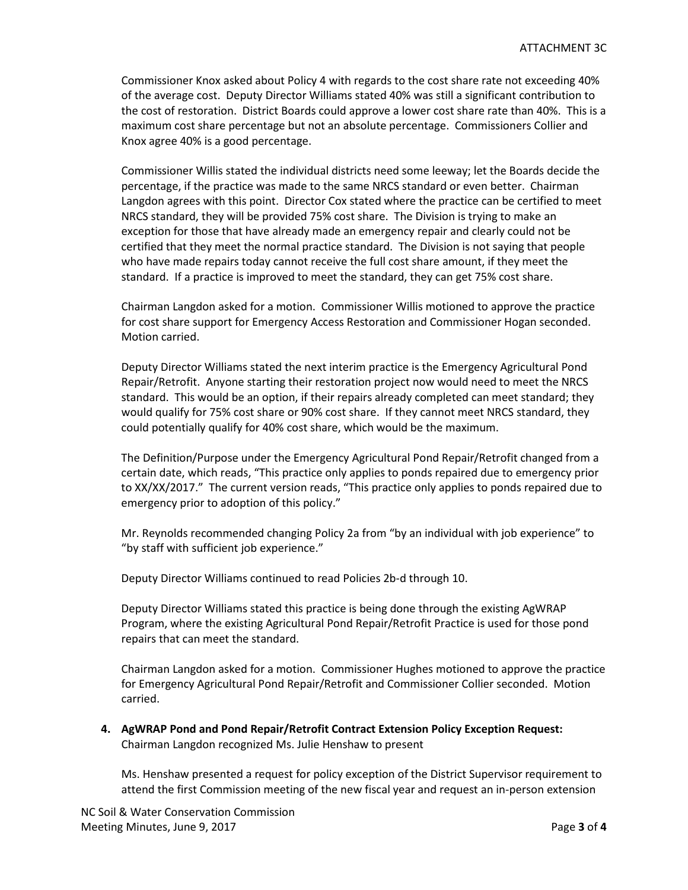Commissioner Knox asked about Policy 4 with regards to the cost share rate not exceeding 40% of the average cost. Deputy Director Williams stated 40% was still a significant contribution to the cost of restoration. District Boards could approve a lower cost share rate than 40%. This is a maximum cost share percentage but not an absolute percentage. Commissioners Collier and Knox agree 40% is a good percentage.

Commissioner Willis stated the individual districts need some leeway; let the Boards decide the percentage, if the practice was made to the same NRCS standard or even better. Chairman Langdon agrees with this point. Director Cox stated where the practice can be certified to meet NRCS standard, they will be provided 75% cost share. The Division is trying to make an exception for those that have already made an emergency repair and clearly could not be certified that they meet the normal practice standard. The Division is not saying that people who have made repairs today cannot receive the full cost share amount, if they meet the standard. If a practice is improved to meet the standard, they can get 75% cost share.

Chairman Langdon asked for a motion. Commissioner Willis motioned to approve the practice for cost share support for Emergency Access Restoration and Commissioner Hogan seconded. Motion carried.

Deputy Director Williams stated the next interim practice is the Emergency Agricultural Pond Repair/Retrofit. Anyone starting their restoration project now would need to meet the NRCS standard. This would be an option, if their repairs already completed can meet standard; they would qualify for 75% cost share or 90% cost share. If they cannot meet NRCS standard, they could potentially qualify for 40% cost share, which would be the maximum.

The Definition/Purpose under the Emergency Agricultural Pond Repair/Retrofit changed from a certain date, which reads, "This practice only applies to ponds repaired due to emergency prior to XX/XX/2017." The current version reads, "This practice only applies to ponds repaired due to emergency prior to adoption of this policy."

Mr. Reynolds recommended changing Policy 2a from "by an individual with job experience" to "by staff with sufficient job experience."

Deputy Director Williams continued to read Policies 2b-d through 10.

Deputy Director Williams stated this practice is being done through the existing AgWRAP Program, where the existing Agricultural Pond Repair/Retrofit Practice is used for those pond repairs that can meet the standard.

Chairman Langdon asked for a motion. Commissioner Hughes motioned to approve the practice for Emergency Agricultural Pond Repair/Retrofit and Commissioner Collier seconded. Motion carried.

4. **AgWRAP Pond and Pond Repair/Retrofit Contract Extension Policy Exception Request:** Chairman Langdon recognized Ms. Julie Henshaw to present

Ms. Henshaw presented a request for policy exception of the District Supervisor requirement to attend the first Commission meeting of the new fiscal year and request an in-person extension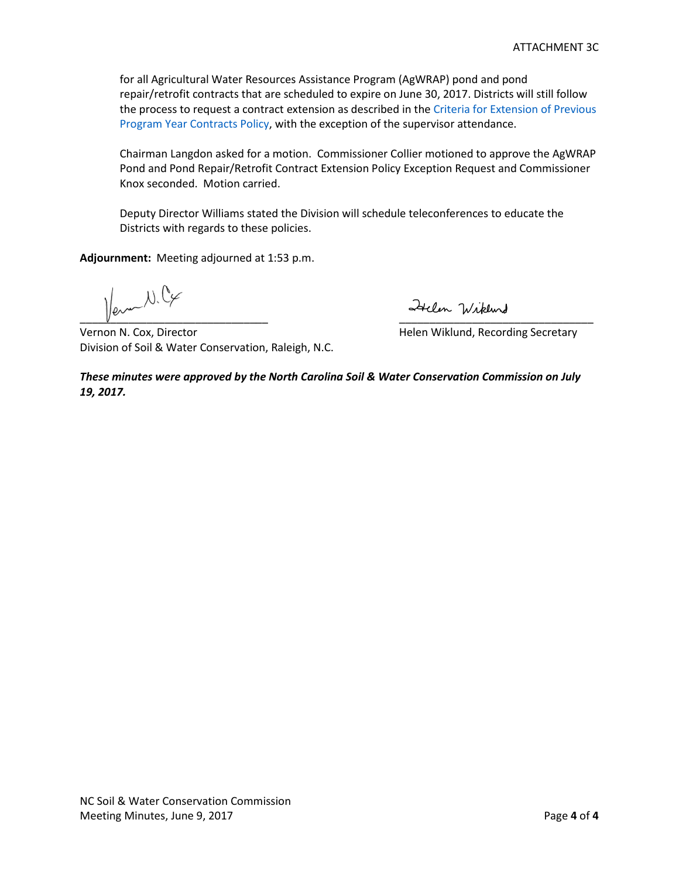for all Agricultural Water Resources Assistance Program (AgWRAP) pond and pond repair/retrofit contracts that are scheduled to expire on June 30, 2017. Districts will still follow the process to request a contract extension as described in the Criteria for Extension of Previous Program Year Contracts Policy, with the exception of the supervisor attendance.

Chairman Langdon asked for a motion. Commissioner Collier motioned to approve the AgWRAP Pond and Pond Repair/Retrofit Contract Extension Policy Exception Request and Commissioner Knox seconded. Motion carried.

Deputy Director Williams stated the Division will schedule teleconferences to educate the Districts with regards to these policies.

**Adjournment:** Meeting adjourned at 1:53 p.m.

Vernon N. Cox, Director
Division of Soil & Water Conservation, Raleigh, N.C.

Helen Wiklund, Recording Secretary

***These minutes were approved by the North Carolina Soil & Water Conservation Commission on July 19, 2017.***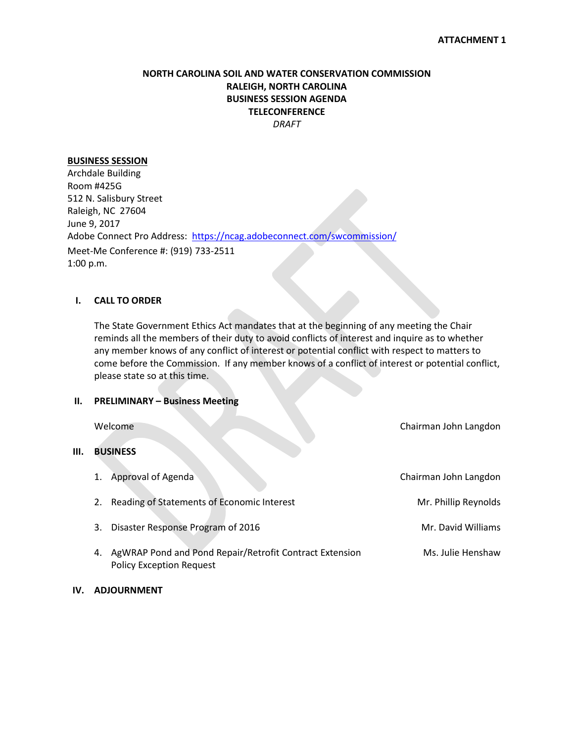**ATTACHMENT 1**

# NORTH CAROLINA SOIL AND WATER CONSERVATION COMMISSION
## RALEIGH, NORTH CAROLINA
## BUSINESS SESSION AGENDA
## TELECONFERENCE
*DRAFT*

**BUSINESS SESSION**
Archdale Building
Room #425G
512 N. Salisbury Street
Raleigh, NC 27604
June 9, 2017
Adobe Connect Pro Address: https://ncag.adobeconnect.com/swcommission/
Meet-Me Conference #: (919) 733-2511
1:00 p.m.

**I. CALL TO ORDER**

The State Government Ethics Act mandates that at the beginning of any meeting the Chair reminds all the members of their duty to avoid conflicts of interest and inquire as to whether any member knows of any conflict of interest or potential conflict with respect to matters to come before the Commission. If any member knows of a conflict of interest or potential conflict, please state so at this time.

**II. PRELIMINARY – Business Meeting**

Welcome — Chairman John Langdon

**III. BUSINESS**

1. Approval of Agenda — Chairman John Langdon
2. Reading of Statements of Economic Interest — Mr. Phillip Reynolds
3. Disaster Response Program of 2016 — Mr. David Williams
4. AgWRAP Pond and Pond Repair/Retrofit Contract Extension Policy Exception Request — Ms. Julie Henshaw

**IV. ADJOURNMENT**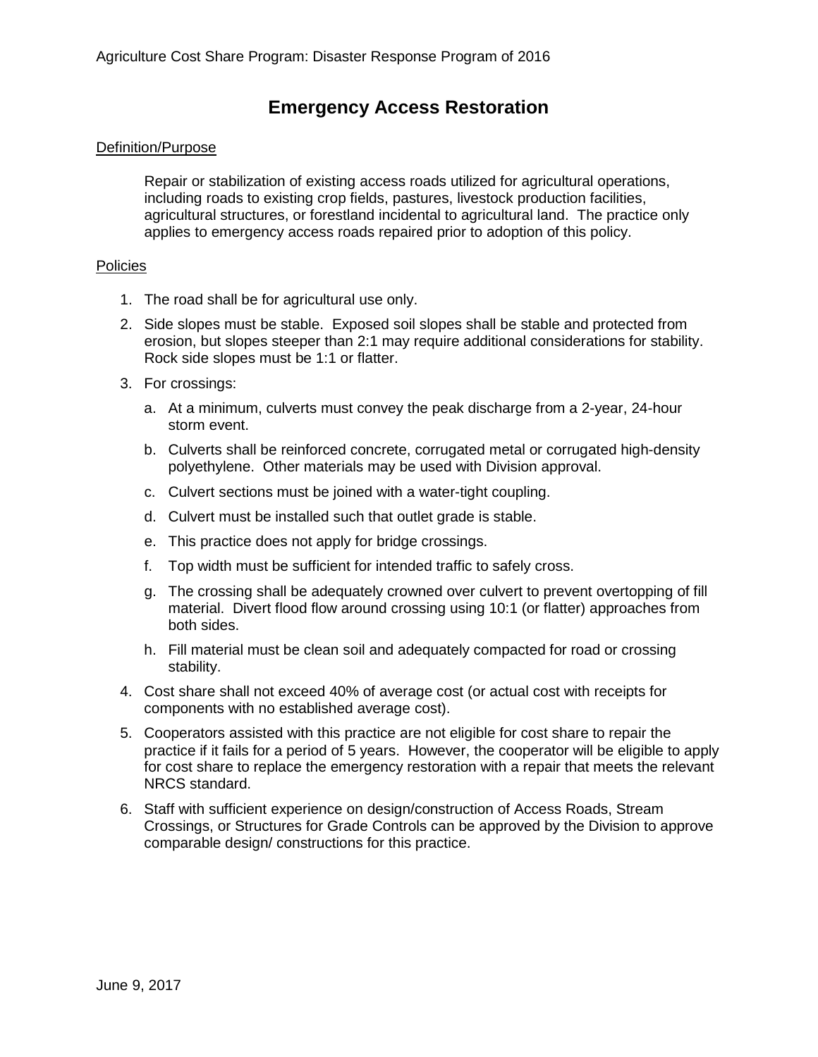# Emergency Access Restoration

Definition/Purpose

Repair or stabilization of existing access roads utilized for agricultural operations, including roads to existing crop fields, pastures, livestock production facilities, agricultural structures, or forestland incidental to agricultural land. The practice only applies to emergency access roads repaired prior to adoption of this policy.

Policies

1. The road shall be for agricultural use only.
2. Side slopes must be stable. Exposed soil slopes shall be stable and protected from erosion, but slopes steeper than 2:1 may require additional considerations for stability. Rock side slopes must be 1:1 or flatter.
3. For crossings:
   a. At a minimum, culverts must convey the peak discharge from a 2-year, 24-hour storm event.
   b. Culverts shall be reinforced concrete, corrugated metal or corrugated high-density polyethylene. Other materials may be used with Division approval.
   c. Culvert sections must be joined with a water-tight coupling.
   d. Culvert must be installed such that outlet grade is stable.
   e. This practice does not apply for bridge crossings.
   f. Top width must be sufficient for intended traffic to safely cross.
   g. The crossing shall be adequately crowned over culvert to prevent overtopping of fill material. Divert flood flow around crossing using 10:1 (or flatter) approaches from both sides.
   h. Fill material must be clean soil and adequately compacted for road or crossing stability.
4. Cost share shall not exceed 40% of average cost (or actual cost with receipts for components with no established average cost).
5. Cooperators assisted with this practice are not eligible for cost share to repair the practice if it fails for a period of 5 years. However, the cooperator will be eligible to apply for cost share to replace the emergency restoration with a repair that meets the relevant NRCS standard.
6. Staff with sufficient experience on design/construction of Access Roads, Stream Crossings, or Structures for Grade Controls can be approved by the Division to approve comparable design/ constructions for this practice.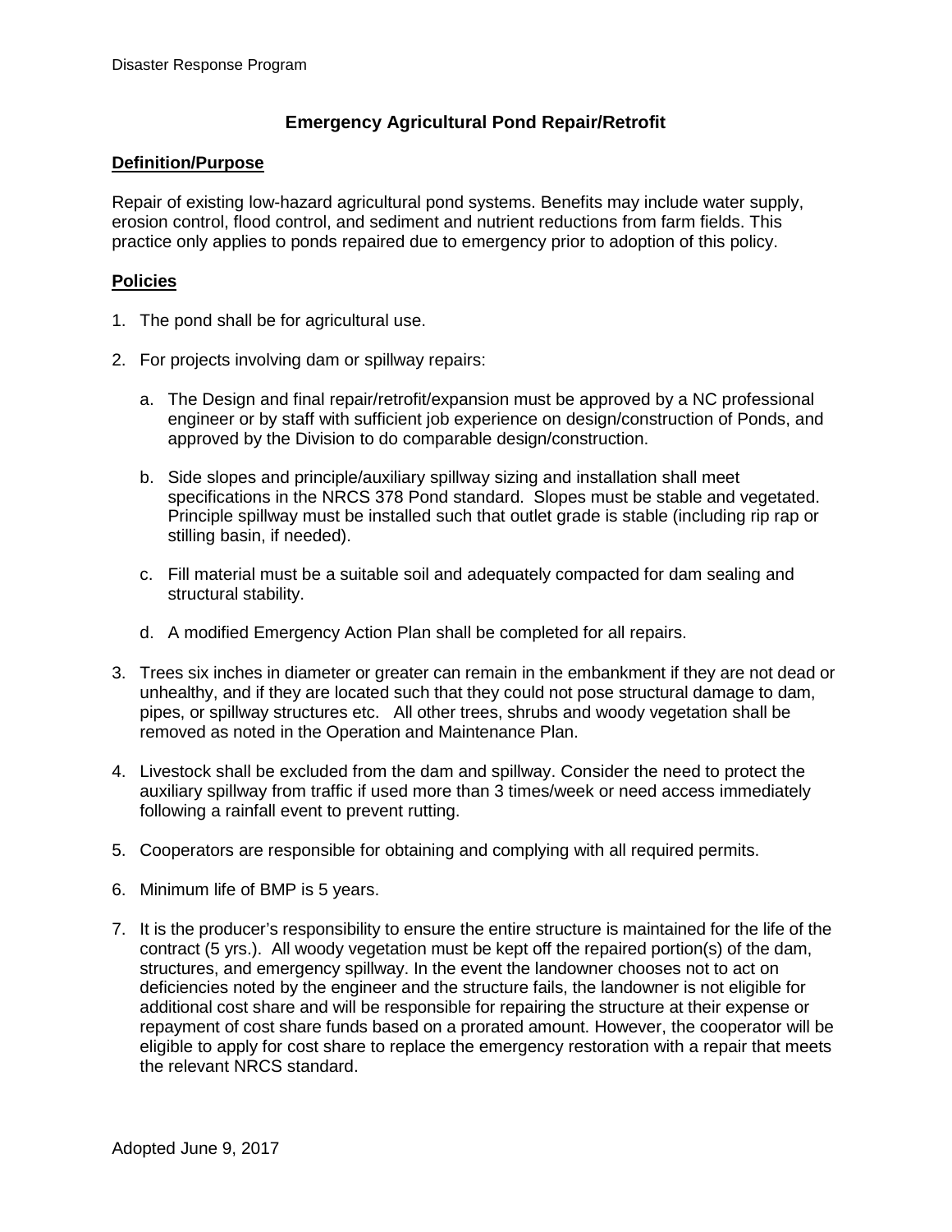# Emergency Agricultural Pond Repair/Retrofit

## Definition/Purpose

Repair of existing low-hazard agricultural pond systems. Benefits may include water supply, erosion control, flood control, and sediment and nutrient reductions from farm fields. This practice only applies to ponds repaired due to emergency prior to adoption of this policy.

## Policies

1. The pond shall be for agricultural use.

2. For projects involving dam or spillway repairs:

   a. The Design and final repair/retrofit/expansion must be approved by a NC professional engineer or by staff with sufficient job experience on design/construction of Ponds, and approved by the Division to do comparable design/construction.

   b. Side slopes and principle/auxiliary spillway sizing and installation shall meet specifications in the NRCS 378 Pond standard. Slopes must be stable and vegetated. Principle spillway must be installed such that outlet grade is stable (including rip rap or stilling basin, if needed).

   c. Fill material must be a suitable soil and adequately compacted for dam sealing and structural stability.

   d. A modified Emergency Action Plan shall be completed for all repairs.

3. Trees six inches in diameter or greater can remain in the embankment if they are not dead or unhealthy, and if they are located such that they could not pose structural damage to dam, pipes, or spillway structures etc. All other trees, shrubs and woody vegetation shall be removed as noted in the Operation and Maintenance Plan.

4. Livestock shall be excluded from the dam and spillway. Consider the need to protect the auxiliary spillway from traffic if used more than 3 times/week or need access immediately following a rainfall event to prevent rutting.

5. Cooperators are responsible for obtaining and complying with all required permits.

6. Minimum life of BMP is 5 years.

7. It is the producer's responsibility to ensure the entire structure is maintained for the life of the contract (5 yrs.). All woody vegetation must be kept off the repaired portion(s) of the dam, structures, and emergency spillway. In the event the landowner chooses not to act on deficiencies noted by the engineer and the structure fails, the landowner is not eligible for additional cost share and will be responsible for repairing the structure at their expense or repayment of cost share funds based on a prorated amount. However, the cooperator will be eligible to apply for cost share to replace the emergency restoration with a repair that meets the relevant NRCS standard.

Adopted June 9, 2017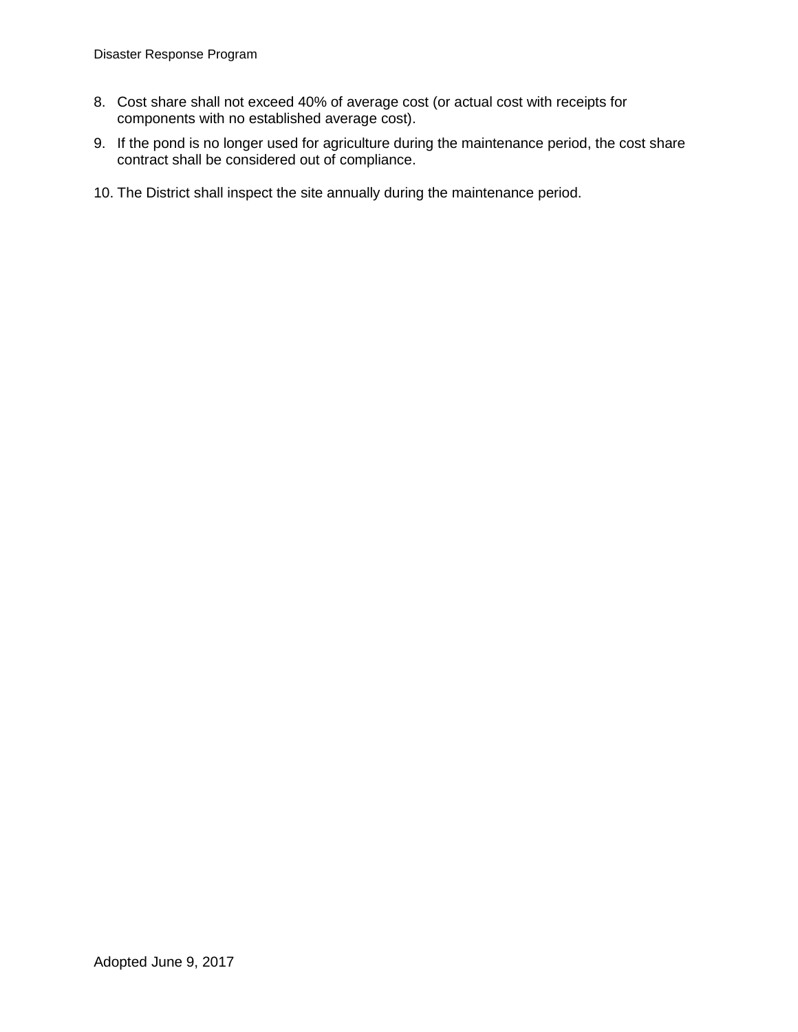8. Cost share shall not exceed 40% of average cost (or actual cost with receipts for components with no established average cost).
9. If the pond is no longer used for agriculture during the maintenance period, the cost share contract shall be considered out of compliance.
10. The District shall inspect the site annually during the maintenance period.

Adopted June 9, 2017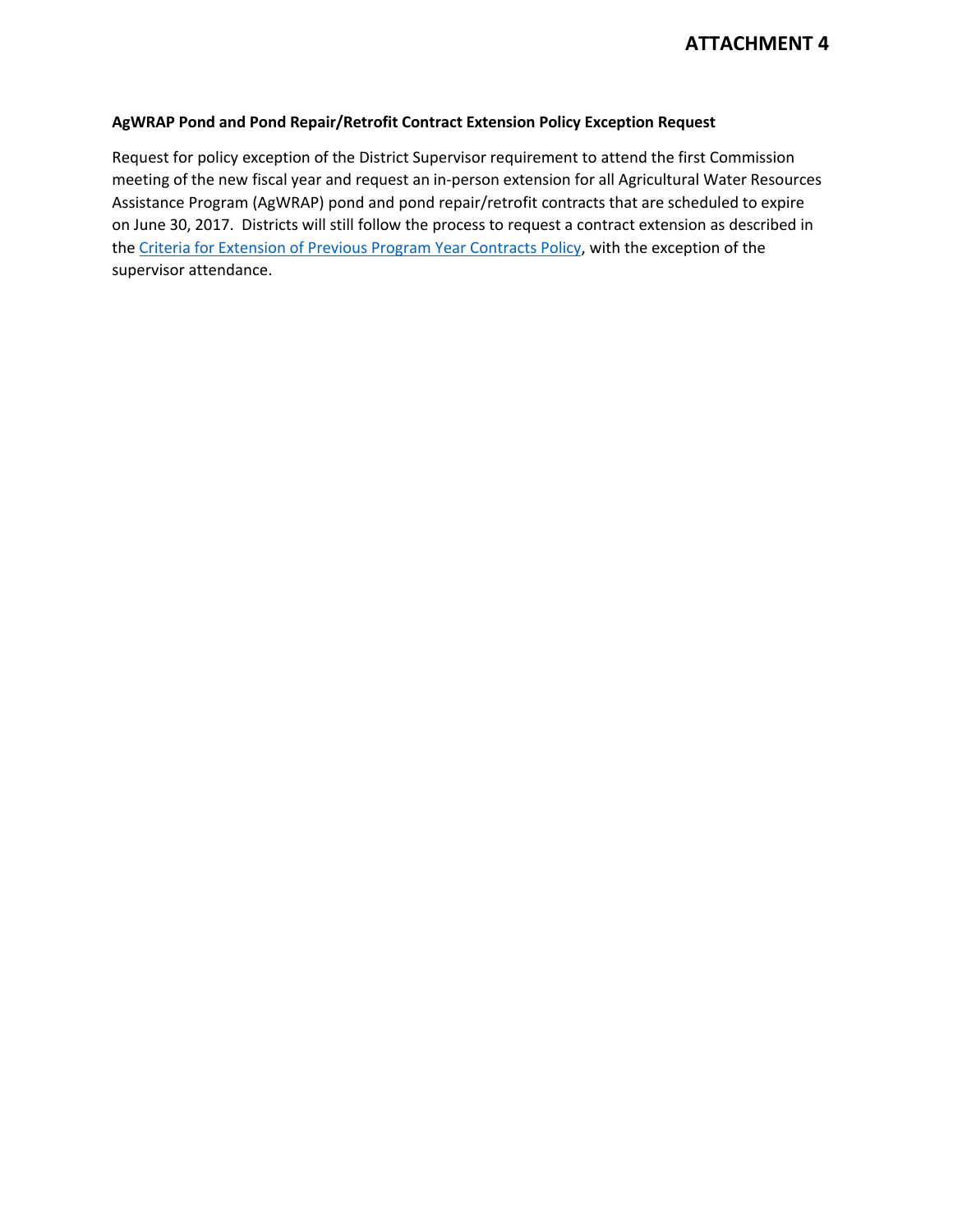# ATTACHMENT 4

**AgWRAP Pond and Pond Repair/Retrofit Contract Extension Policy Exception Request**

Request for policy exception of the District Supervisor requirement to attend the first Commission meeting of the new fiscal year and request an in-person extension for all Agricultural Water Resources Assistance Program (AgWRAP) pond and pond repair/retrofit contracts that are scheduled to expire on June 30, 2017. Districts will still follow the process to request a contract extension as described in the Criteria for Extension of Previous Program Year Contracts Policy, with the exception of the supervisor attendance.